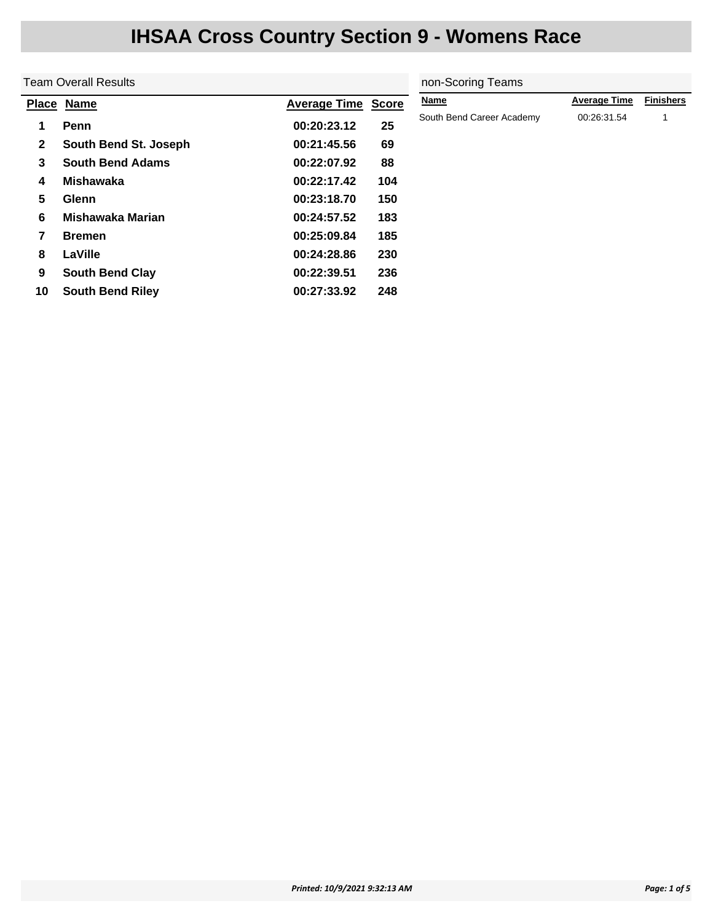# IHSAA Cross Country Section 9 - Womens Race

## Team Overall Results

| Place | Name | Average Time | Score |
|---|---|---|---|
| 1 | Penn | 00:20:23.12 | 25 |
| 2 | South Bend St. Joseph | 00:21:45.56 | 69 |
| 3 | South Bend Adams | 00:22:07.92 | 88 |
| 4 | Mishawaka | 00:22:17.42 | 104 |
| 5 | Glenn | 00:23:18.70 | 150 |
| 6 | Mishawaka Marian | 00:24:57.52 | 183 |
| 7 | Bremen | 00:25:09.84 | 185 |
| 8 | LaVille | 00:24:28.86 | 230 |
| 9 | South Bend Clay | 00:22:39.51 | 236 |
| 10 | South Bend Riley | 00:27:33.92 | 248 |

## non-Scoring Teams

| Name | Average Time | Finishers |
|---|---|---|
| South Bend Career Academy | 00:26:31.54 | 1 |

*Printed: 10/9/2021 9:32:13 AM*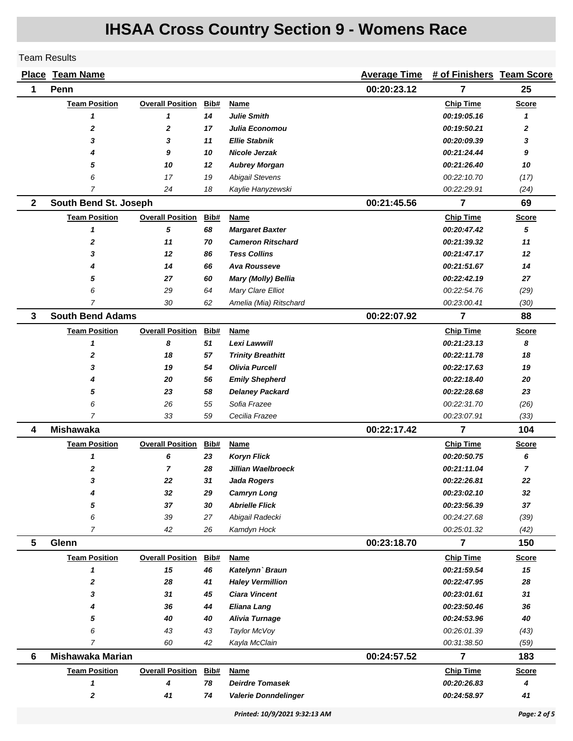# IHSAA Cross Country Section 9 - Womens Race

Team Results

| Place | Team Name | | | | Average Time | # of Finishers | Team Score |
|---|---|---|---|---|---|---|---|
| **1** | **Penn** | | | | **00:20:23.12** | **7** | **25** |
| | **Team Position** | **Overall Position** | **Bib#** | **Name** | | **Chip Time** | **Score** |
| | ***1*** | ***1*** | ***14*** | ***Julie Smith*** | | ***00:19:05.16*** | ***1*** |
| | ***2*** | ***2*** | ***17*** | ***Julia Economou*** | | ***00:19:50.21*** | ***2*** |
| | ***3*** | ***3*** | ***11*** | ***Ellie Stabnik*** | | ***00:20:09.39*** | ***3*** |
| | ***4*** | ***9*** | ***10*** | ***Nicole Jerzak*** | | ***00:21:24.44*** | ***9*** |
| | ***5*** | ***10*** | ***12*** | ***Aubrey Morgan*** | | ***00:21:26.40*** | ***10*** |
| | *6* | *17* | *19* | *Abigail Stevens* | | *00:22:10.70* | *(17)* |
| | *7* | *24* | *18* | *Kaylie Hanyzewski* | | *00:22:29.91* | *(24)* |
| **2** | **South Bend St. Joseph** | | | | **00:21:45.56** | **7** | **69** |
| | **Team Position** | **Overall Position** | **Bib#** | **Name** | | **Chip Time** | **Score** |
| | ***1*** | ***5*** | ***68*** | ***Margaret Baxter*** | | ***00:20:47.42*** | ***5*** |
| | ***2*** | ***11*** | ***70*** | ***Cameron Ritschard*** | | ***00:21:39.32*** | ***11*** |
| | ***3*** | ***12*** | ***86*** | ***Tess Collins*** | | ***00:21:47.17*** | ***12*** |
| | ***4*** | ***14*** | ***66*** | ***Ava Rousseve*** | | ***00:21:51.67*** | ***14*** |
| | ***5*** | ***27*** | ***60*** | ***Mary (Molly) Bellia*** | | ***00:22:42.19*** | ***27*** |
| | *6* | *29* | *64* | *Mary Clare Elliot* | | *00:22:54.76* | *(29)* |
| | *7* | *30* | *62* | *Amelia (Mia) Ritschard* | | *00:23:00.41* | *(30)* |
| **3** | **South Bend Adams** | | | | **00:22:07.92** | **7** | **88** |
| | **Team Position** | **Overall Position** | **Bib#** | **Name** | | **Chip Time** | **Score** |
| | ***1*** | ***8*** | ***51*** | ***Lexi Lawwill*** | | ***00:21:23.13*** | ***8*** |
| | ***2*** | ***18*** | ***57*** | ***Trinity Breathitt*** | | ***00:22:11.78*** | ***18*** |
| | ***3*** | ***19*** | ***54*** | ***Olivia Purcell*** | | ***00:22:17.63*** | ***19*** |
| | ***4*** | ***20*** | ***56*** | ***Emily Shepherd*** | | ***00:22:18.40*** | ***20*** |
| | ***5*** | ***23*** | ***58*** | ***Delaney Packard*** | | ***00:22:28.68*** | ***23*** |
| | *6* | *26* | *55* | *Sofia Frazee* | | *00:22:31.70* | *(26)* |
| | *7* | *33* | *59* | *Cecilia Frazee* | | *00:23:07.91* | *(33)* |
| **4** | **Mishawaka** | | | | **00:22:17.42** | **7** | **104** |
| | **Team Position** | **Overall Position** | **Bib#** | **Name** | | **Chip Time** | **Score** |
| | ***1*** | ***6*** | ***23*** | ***Koryn Flick*** | | ***00:20:50.75*** | ***6*** |
| | ***2*** | ***7*** | ***28*** | ***Jillian Waelbroeck*** | | ***00:21:11.04*** | ***7*** |
| | ***3*** | ***22*** | ***31*** | ***Jada Rogers*** | | ***00:22:26.81*** | ***22*** |
| | ***4*** | ***32*** | ***29*** | ***Camryn Long*** | | ***00:23:02.10*** | ***32*** |
| | ***5*** | ***37*** | ***30*** | ***Abrielle Flick*** | | ***00:23:56.39*** | ***37*** |
| | *6* | *39* | *27* | *Abigail Radecki* | | *00:24:27.68* | *(39)* |
| | *7* | *42* | *26* | *Kamdyn Hock* | | *00:25:01.32* | *(42)* |
| **5** | **Glenn** | | | | **00:23:18.70** | **7** | **150** |
| | **Team Position** | **Overall Position** | **Bib#** | **Name** | | **Chip Time** | **Score** |
| | ***1*** | ***15*** | ***46*** | ***Katelynn` Braun*** | | ***00:21:59.54*** | ***15*** |
| | ***2*** | ***28*** | ***41*** | ***Haley Vermillion*** | | ***00:22:47.95*** | ***28*** |
| | ***3*** | ***31*** | ***45*** | ***Ciara Vincent*** | | ***00:23:01.61*** | ***31*** |
| | ***4*** | ***36*** | ***44*** | ***Eliana Lang*** | | ***00:23:50.46*** | ***36*** |
| | ***5*** | ***40*** | ***40*** | ***Alivia Turnage*** | | ***00:24:53.96*** | ***40*** |
| | *6* | *43* | *43* | *Taylor McVoy* | | *00:26:01.39* | *(43)* |
| | *7* | *60* | *42* | *Kayla McClain* | | *00:31:38.50* | *(59)* |
| **6** | **Mishawaka Marian** | | | | **00:24:57.52** | **7** | **183** |
| | **Team Position** | **Overall Position** | **Bib#** | **Name** | | **Chip Time** | **Score** |
| | ***1*** | ***4*** | ***78*** | ***Deirdre Tomasek*** | | ***00:20:26.83*** | ***4*** |
| | ***2*** | ***41*** | ***74*** | ***Valerie Donndelinger*** | | ***00:24:58.97*** | ***41*** |

*Printed: 10/9/2021 9:32:13 AM*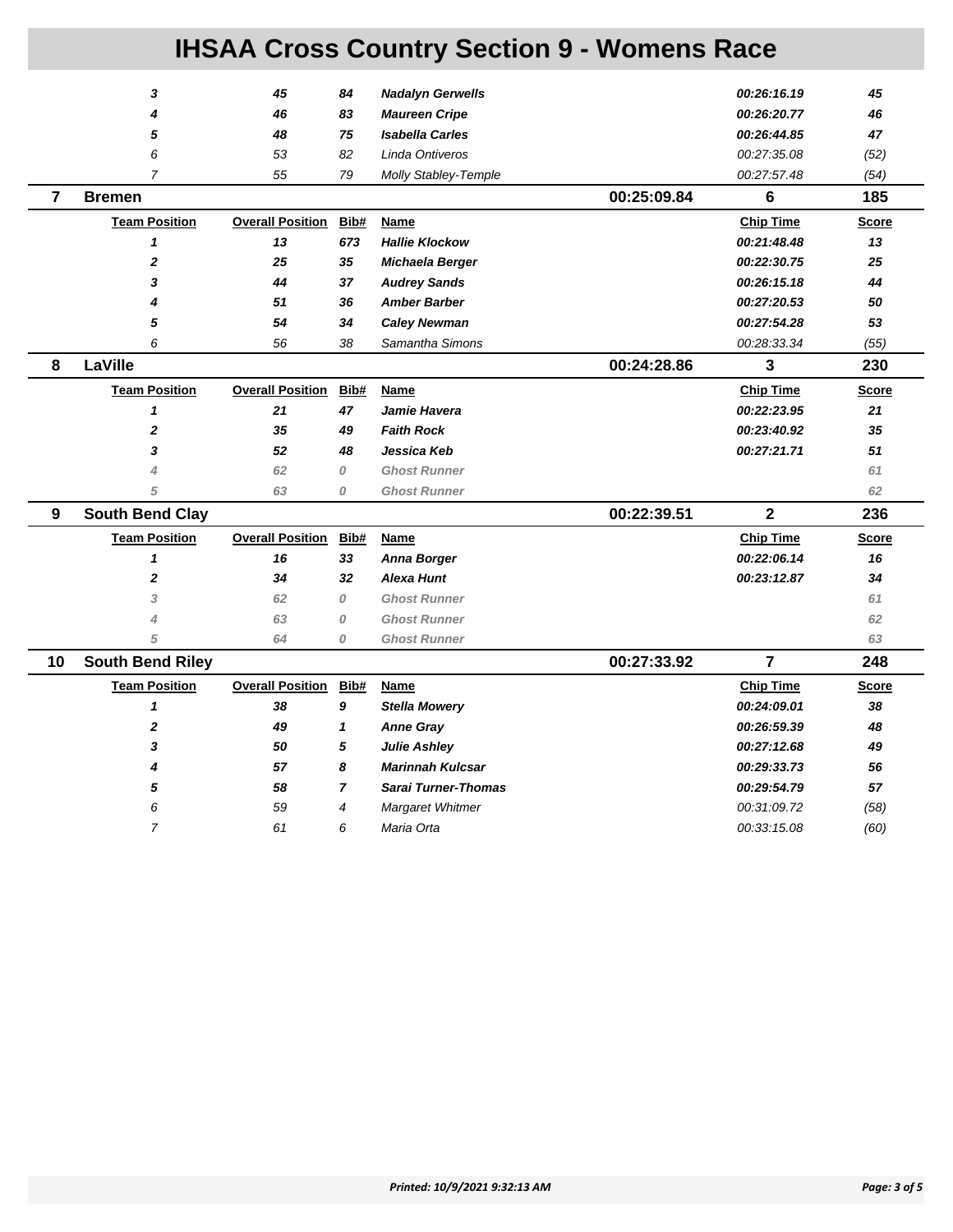# IHSAA Cross Country Section 9 - Womens Race

| | | | | | | | |
|---|---|---|---|---|---|---|---|
| | ***3*** | ***45*** | ***84*** | ***Nadalyn Gerwells*** | | ***00:26:16.19*** | ***45*** |
| | ***4*** | ***46*** | ***83*** | ***Maureen Cripe*** | | ***00:26:20.77*** | ***46*** |
| | ***5*** | ***48*** | ***75*** | ***Isabella Carles*** | | ***00:26:44.85*** | ***47*** |
| | *6* | *53* | *82* | *Linda Ontiveros* | | *00:27:35.08* | *(52)* |
| | *7* | *55* | *79* | *Molly Stabley-Temple* | | *00:27:57.48* | *(54)* |
| **7** | **Bremen** | | | | **00:25:09.84** | **6** | **185** |
| | **Team Position** | **Overall Position** | **Bib#** | **Name** | | **Chip Time** | **Score** |
| | ***1*** | ***13*** | ***673*** | ***Hallie Klockow*** | | ***00:21:48.48*** | ***13*** |
| | ***2*** | ***25*** | ***35*** | ***Michaela Berger*** | | ***00:22:30.75*** | ***25*** |
| | ***3*** | ***44*** | ***37*** | ***Audrey Sands*** | | ***00:26:15.18*** | ***44*** |
| | ***4*** | ***51*** | ***36*** | ***Amber Barber*** | | ***00:27:20.53*** | ***50*** |
| | ***5*** | ***54*** | ***34*** | ***Caley Newman*** | | ***00:27:54.28*** | ***53*** |
| | *6* | *56* | *38* | *Samantha Simons* | | *00:28:33.34* | *(55)* |
| **8** | **LaVille** | | | | **00:24:28.86** | **3** | **230** |
| | **Team Position** | **Overall Position** | **Bib#** | **Name** | | **Chip Time** | **Score** |
| | ***1*** | ***21*** | ***47*** | ***Jamie Havera*** | | ***00:22:23.95*** | ***21*** |
| | ***2*** | ***35*** | ***49*** | ***Faith Rock*** | | ***00:23:40.92*** | ***35*** |
| | ***3*** | ***52*** | ***48*** | ***Jessica Keb*** | | ***00:27:21.71*** | ***51*** |
| | ***4*** | ***62*** | ***0*** | ***Ghost Runner*** | | | ***61*** |
| | ***5*** | ***63*** | ***0*** | ***Ghost Runner*** | | | ***62*** |
| **9** | **South Bend Clay** | | | | **00:22:39.51** | **2** | **236** |
| | **Team Position** | **Overall Position** | **Bib#** | **Name** | | **Chip Time** | **Score** |
| | ***1*** | ***16*** | ***33*** | ***Anna Borger*** | | ***00:22:06.14*** | ***16*** |
| | ***2*** | ***34*** | ***32*** | ***Alexa Hunt*** | | ***00:23:12.87*** | ***34*** |
| | ***3*** | ***62*** | ***0*** | ***Ghost Runner*** | | | ***61*** |
| | ***4*** | ***63*** | ***0*** | ***Ghost Runner*** | | | ***62*** |
| | ***5*** | ***64*** | ***0*** | ***Ghost Runner*** | | | ***63*** |
| **10** | **South Bend Riley** | | | | **00:27:33.92** | **7** | **248** |
| | **Team Position** | **Overall Position** | **Bib#** | **Name** | | **Chip Time** | **Score** |
| | ***1*** | ***38*** | ***9*** | ***Stella Mowery*** | | ***00:24:09.01*** | ***38*** |
| | ***2*** | ***49*** | ***1*** | ***Anne Gray*** | | ***00:26:59.39*** | ***48*** |
| | ***3*** | ***50*** | ***5*** | ***Julie Ashley*** | | ***00:27:12.68*** | ***49*** |
| | ***4*** | ***57*** | ***8*** | ***Marinnah Kulcsar*** | | ***00:29:33.73*** | ***56*** |
| | ***5*** | ***58*** | ***7*** | ***Sarai Turner-Thomas*** | | ***00:29:54.79*** | ***57*** |
| | *6* | *59* | *4* | *Margaret Whitmer* | | *00:31:09.72* | *(58)* |
| | *7* | *61* | *6* | *Maria Orta* | | *00:33:15.08* | *(60)* |

***Printed: 10/9/2021 9:32:13 AM***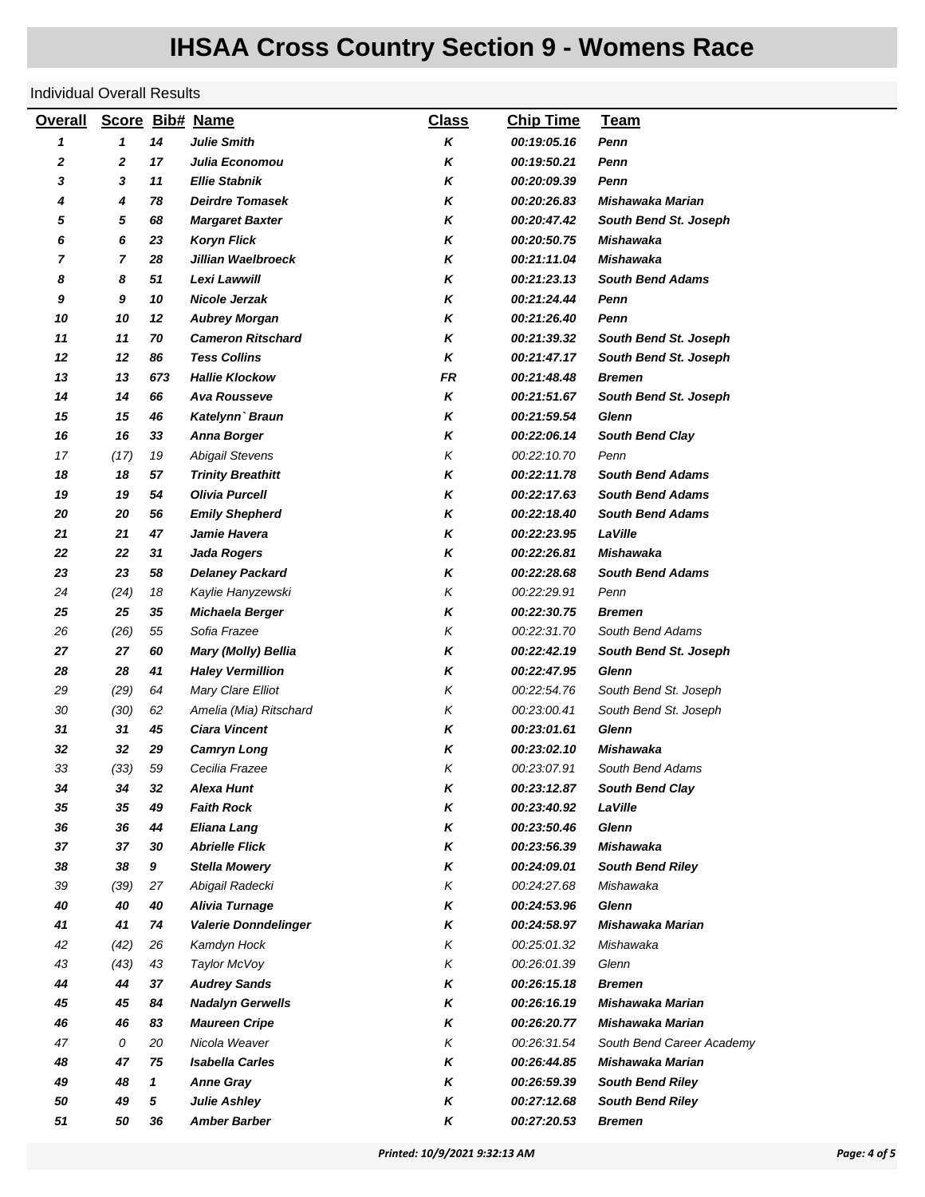# IHSAA Cross Country Section 9 - Womens Race

Individual Overall Results

| Overall | Score | Bib# | Name | Class | Chip Time | Team |
|---|---|---|---|---|---|---|
| 1 | 1 | 14 | Julie Smith | K | 00:19:05.16 | Penn |
| 2 | 2 | 17 | Julia Economou | K | 00:19:50.21 | Penn |
| 3 | 3 | 11 | Ellie Stabnik | K | 00:20:09.39 | Penn |
| 4 | 4 | 78 | Deirdre Tomasek | K | 00:20:26.83 | Mishawaka Marian |
| 5 | 5 | 68 | Margaret Baxter | K | 00:20:47.42 | South Bend St. Joseph |
| 6 | 6 | 23 | Koryn Flick | K | 00:20:50.75 | Mishawaka |
| 7 | 7 | 28 | Jillian Waelbroeck | K | 00:21:11.04 | Mishawaka |
| 8 | 8 | 51 | Lexi Lawwill | K | 00:21:23.13 | South Bend Adams |
| 9 | 9 | 10 | Nicole Jerzak | K | 00:21:24.44 | Penn |
| 10 | 10 | 12 | Aubrey Morgan | K | 00:21:26.40 | Penn |
| 11 | 11 | 70 | Cameron Ritschard | K | 00:21:39.32 | South Bend St. Joseph |
| 12 | 12 | 86 | Tess Collins | K | 00:21:47.17 | South Bend St. Joseph |
| 13 | 13 | 673 | Hallie Klockow | FR | 00:21:48.48 | Bremen |
| 14 | 14 | 66 | Ava Rousseve | K | 00:21:51.67 | South Bend St. Joseph |
| 15 | 15 | 46 | Katelynn` Braun | K | 00:21:59.54 | Glenn |
| 16 | 16 | 33 | Anna Borger | K | 00:22:06.14 | South Bend Clay |
| 17 | (17) | 19 | Abigail Stevens | K | 00:22:10.70 | Penn |
| 18 | 18 | 57 | Trinity Breathitt | K | 00:22:11.78 | South Bend Adams |
| 19 | 19 | 54 | Olivia Purcell | K | 00:22:17.63 | South Bend Adams |
| 20 | 20 | 56 | Emily Shepherd | K | 00:22:18.40 | South Bend Adams |
| 21 | 21 | 47 | Jamie Havera | K | 00:22:23.95 | LaVille |
| 22 | 22 | 31 | Jada Rogers | K | 00:22:26.81 | Mishawaka |
| 23 | 23 | 58 | Delaney Packard | K | 00:22:28.68 | South Bend Adams |
| 24 | (24) | 18 | Kaylie Hanyzewski | K | 00:22:29.91 | Penn |
| 25 | 25 | 35 | Michaela Berger | K | 00:22:30.75 | Bremen |
| 26 | (26) | 55 | Sofia Frazee | K | 00:22:31.70 | South Bend Adams |
| 27 | 27 | 60 | Mary (Molly) Bellia | K | 00:22:42.19 | South Bend St. Joseph |
| 28 | 28 | 41 | Haley Vermillion | K | 00:22:47.95 | Glenn |
| 29 | (29) | 64 | Mary Clare Elliot | K | 00:22:54.76 | South Bend St. Joseph |
| 30 | (30) | 62 | Amelia (Mia) Ritschard | K | 00:23:00.41 | South Bend St. Joseph |
| 31 | 31 | 45 | Ciara Vincent | K | 00:23:01.61 | Glenn |
| 32 | 32 | 29 | Camryn Long | K | 00:23:02.10 | Mishawaka |
| 33 | (33) | 59 | Cecilia Frazee | K | 00:23:07.91 | South Bend Adams |
| 34 | 34 | 32 | Alexa Hunt | K | 00:23:12.87 | South Bend Clay |
| 35 | 35 | 49 | Faith Rock | K | 00:23:40.92 | LaVille |
| 36 | 36 | 44 | Eliana Lang | K | 00:23:50.46 | Glenn |
| 37 | 37 | 30 | Abrielle Flick | K | 00:23:56.39 | Mishawaka |
| 38 | 38 | 9 | Stella Mowery | K | 00:24:09.01 | South Bend Riley |
| 39 | (39) | 27 | Abigail Radecki | K | 00:24:27.68 | Mishawaka |
| 40 | 40 | 40 | Alivia Turnage | K | 00:24:53.96 | Glenn |
| 41 | 41 | 74 | Valerie Donndelinger | K | 00:24:58.97 | Mishawaka Marian |
| 42 | (42) | 26 | Kamdyn Hock | K | 00:25:01.32 | Mishawaka |
| 43 | (43) | 43 | Taylor McVoy | K | 00:26:01.39 | Glenn |
| 44 | 44 | 37 | Audrey Sands | K | 00:26:15.18 | Bremen |
| 45 | 45 | 84 | Nadalyn Gerwells | K | 00:26:16.19 | Mishawaka Marian |
| 46 | 46 | 83 | Maureen Cripe | K | 00:26:20.77 | Mishawaka Marian |
| 47 | 0 | 20 | Nicola Weaver | K | 00:26:31.54 | South Bend Career Academy |
| 48 | 47 | 75 | Isabella Carles | K | 00:26:44.85 | Mishawaka Marian |
| 49 | 48 | 1 | Anne Gray | K | 00:26:59.39 | South Bend Riley |
| 50 | 49 | 5 | Julie Ashley | K | 00:27:12.68 | South Bend Riley |
| 51 | 50 | 36 | Amber Barber | K | 00:27:20.53 | Bremen |

Printed: 10/9/2021 9:32:13 AM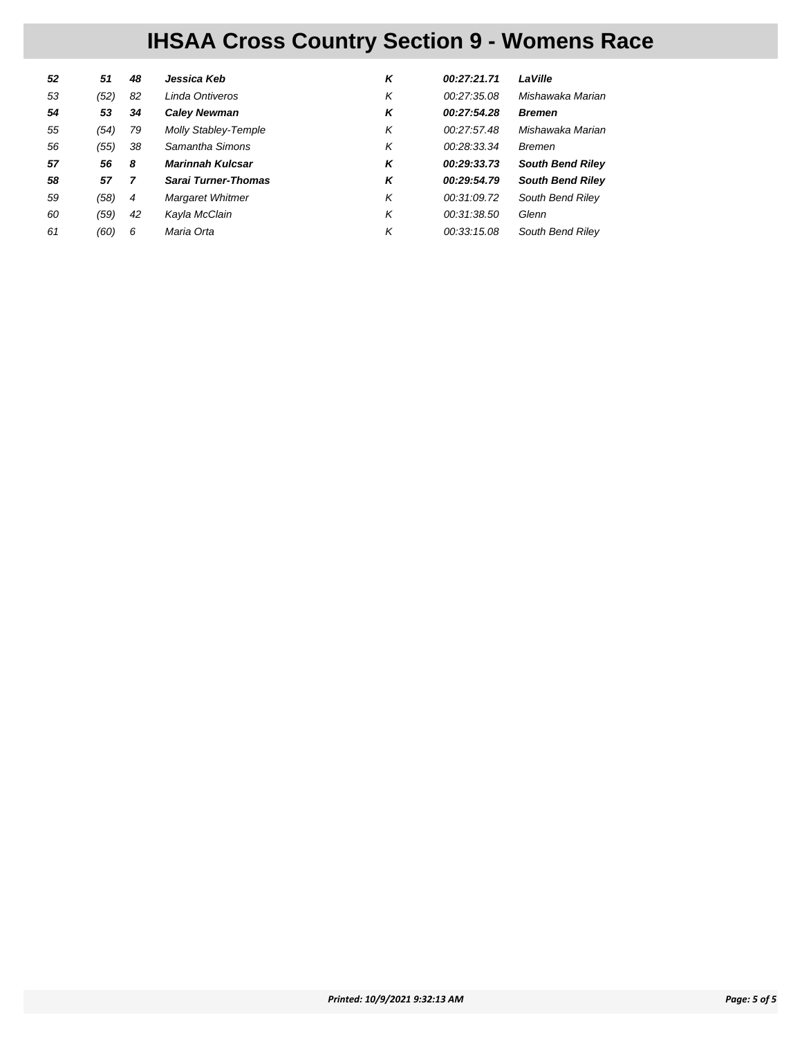# IHSAA Cross Country Section 9 - Womens Race

| | | | | | | |
|---|---|---|---|---|---|---|
| **52** | **51** | **48** | **Jessica Keb** | **K** | **00:27:21.71** | **LaVille** |
| 53 | (52) | 82 | Linda Ontiveros | K | 00:27:35.08 | Mishawaka Marian |
| **54** | **53** | **34** | **Caley Newman** | **K** | **00:27:54.28** | **Bremen** |
| 55 | (54) | 79 | Molly Stabley-Temple | K | 00:27:57.48 | Mishawaka Marian |
| 56 | (55) | 38 | Samantha Simons | K | 00:28:33.34 | Bremen |
| **57** | **56** | **8** | **Marinnah Kulcsar** | **K** | **00:29:33.73** | **South Bend Riley** |
| **58** | **57** | **7** | **Sarai Turner-Thomas** | **K** | **00:29:54.79** | **South Bend Riley** |
| 59 | (58) | 4 | Margaret Whitmer | K | 00:31:09.72 | South Bend Riley |
| 60 | (59) | 42 | Kayla McClain | K | 00:31:38.50 | Glenn |
| 61 | (60) | 6 | Maria Orta | K | 00:33:15.08 | South Bend Riley |

*Printed: 10/9/2021 9:32:13 AM*